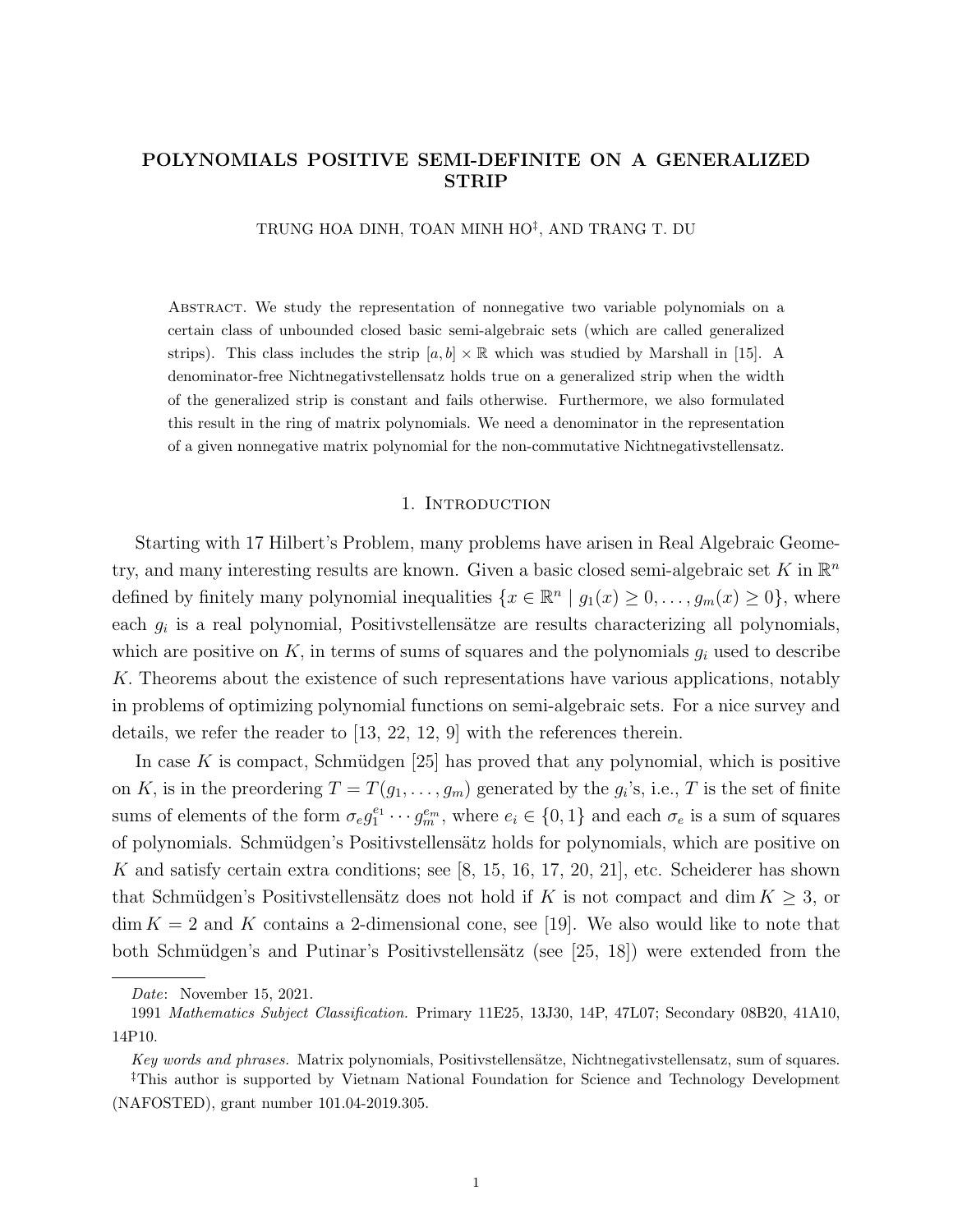# POLYNOMIALS POSITIVE SEMI-DEFINITE ON A GENERALIZED STRIP

TRUNG HOA DINH, TOAN MINH HO[‡], AND TRANG T. DU

Abstract. We study the representation of nonnegative two variable polynomials on a certain class of unbounded closed basic semi-algebraic sets (which are called generalized strips). This class includes the strip $[a, b] \times \mathbb{R}$ which was studied by Marshall in [15]. A denominator-free Nichtnegativstellensatz holds true on a generalized strip when the width of the generalized strip is constant and fails otherwise. Furthermore, we also formulated this result in the ring of matrix polynomials. We need a denominator in the representation of a given nonnegative matrix polynomial for the non-commutative Nichtnegativstellensatz.

## 1. Introduction

Starting with 17 Hilbert's Problem, many problems have arisen in Real Algebraic Geometry, and many interesting results are known. Given a basic closed semi-algebraic set $K$ in $\mathbb{R}^n$ defined by finitely many polynomial inequalities $\{x \in \mathbb{R}^n \mid g_1(x) \geq 0, \dots, g_m(x) \geq 0\}$, where each $g_i$ is a real polynomial, Positivstellensätze are results characterizing all polynomials, which are positive on $K$, in terms of sums of squares and the polynomials $g_i$ used to describe $K$. Theorems about the existence of such representations have various applications, notably in problems of optimizing polynomial functions on semi-algebraic sets. For a nice survey and details, we refer the reader to [13, 22, 12, 9] with the references therein.

In case $K$ is compact, Schmüdgen [25] has proved that any polynomial, which is positive on $K$, is in the preordering $T = T(g_1, \dots, g_m)$ generated by the $g_i$'s, i.e., $T$ is the set of finite sums of elements of the form $\sigma_e g_1^{e_1} \cdots g_m^{e_m}$, where $e_i \in \{0, 1\}$ and each $\sigma_e$ is a sum of squares of polynomials. Schmüdgen's Positivstellensätz holds for polynomials, which are positive on $K$ and satisfy certain extra conditions; see [8, 15, 16, 17, 20, 21], etc. Scheiderer has shown that Schmüdgen's Positivstellensätz does not hold if $K$ is not compact and $\dim K \geq 3$, or $\dim K = 2$ and $K$ contains a 2-dimensional cone, see [19]. We also would like to note that both Schmüdgen's and Putinar's Positivstellensätz (see [25, 18]) were extended from the

---

*Date*: November 15, 2021.

1991 *Mathematics Subject Classification.* Primary 11E25, 13J30, 14P, 47L07; Secondary 08B20, 41A10, 14P10.

*Key words and phrases.* Matrix polynomials, Positivstellensätze, Nichtnegativstellensatz, sum of squares.

[‡]This author is supported by Vietnam National Foundation for Science and Technology Development (NAFOSTED), grant number 101.04-2019.305.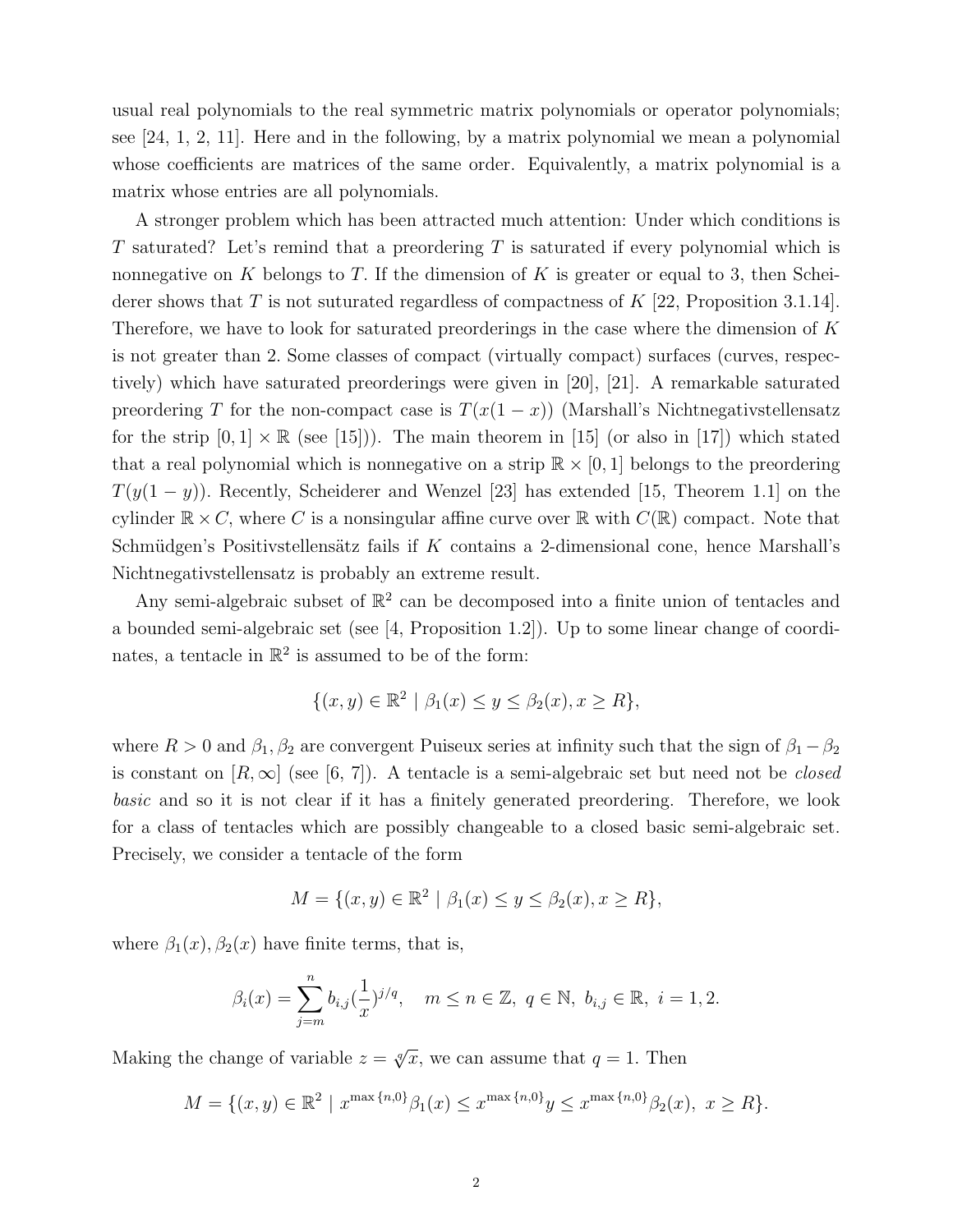usual real polynomials to the real symmetric matrix polynomials or operator polynomials; see [24, 1, 2, 11]. Here and in the following, by a matrix polynomial we mean a polynomial whose coefficients are matrices of the same order. Equivalently, a matrix polynomial is a matrix whose entries are all polynomials.

A stronger problem which has been attracted much attention: Under which conditions is $T$ saturated? Let's remind that a preordering $T$ is saturated if every polynomial which is nonnegative on $K$ belongs to $T$. If the dimension of $K$ is greater or equal to 3, then Scheiderer shows that $T$ is not suturated regardless of compactness of $K$ [22, Proposition 3.1.14]. Therefore, we have to look for saturated preorderings in the case where the dimension of $K$ is not greater than 2. Some classes of compact (virtually compact) surfaces (curves, respectively) which have saturated preorderings were given in [20], [21]. A remarkable saturated preordering $T$ for the non-compact case is $T(x(1-x))$ (Marshall's Nichtnegativstellensatz for the strip $[0,1]\times\mathbb{R}$ (see [15])). The main theorem in [15] (or also in [17]) which stated that a real polynomial which is nonnegative on a strip $\mathbb{R}\times[0,1]$ belongs to the preordering $T(y(1-y))$. Recently, Scheiderer and Wenzel [23] has extended [15, Theorem 1.1] on the cylinder $\mathbb{R}\times C$, where $C$ is a nonsingular affine curve over $\mathbb{R}$ with $C(\mathbb{R})$ compact. Note that Schmüdgen's Positivstellensätz fails if $K$ contains a 2-dimensional cone, hence Marshall's Nichtnegativstellensatz is probably an extreme result.

Any semi-algebraic subset of $\mathbb{R}^2$ can be decomposed into a finite union of tentacles and a bounded semi-algebraic set (see [4, Proposition 1.2]). Up to some linear change of coordinates, a tentacle in $\mathbb{R}^2$ is assumed to be of the form:

$$\{(x,y)\in\mathbb{R}^2 \mid \beta_1(x)\le y\le\beta_2(x), x\ge R\},$$

where $R>0$ and $\beta_1,\beta_2$ are convergent Puiseux series at infinity such that the sign of $\beta_1-\beta_2$ is constant on $[R,\infty]$ (see [6, 7]). A tentacle is a semi-algebraic set but need not be *closed basic* and so it is not clear if it has a finitely generated preordering. Therefore, we look for a class of tentacles which are possibly changeable to a closed basic semi-algebraic set. Precisely, we consider a tentacle of the form

$$M=\{(x,y)\in\mathbb{R}^2 \mid \beta_1(x)\le y\le\beta_2(x), x\ge R\},$$

where $\beta_1(x),\beta_2(x)$ have finite terms, that is,

$$\beta_i(x)=\sum_{j=m}^{n} b_{i,j}(\frac{1}{x})^{j/q}, \quad m\le n\in\mathbb{Z},\ q\in\mathbb{N},\ b_{i,j}\in\mathbb{R},\ i=1,2.$$

Making the change of variable $z=\sqrt[q]{x}$, we can assume that $q=1$. Then

$$M=\{(x,y)\in\mathbb{R}^2 \mid x^{\max\{n,0\}}\beta_1(x)\le x^{\max\{n,0\}}y\le x^{\max\{n,0\}}\beta_2(x),\ x\ge R\}.$$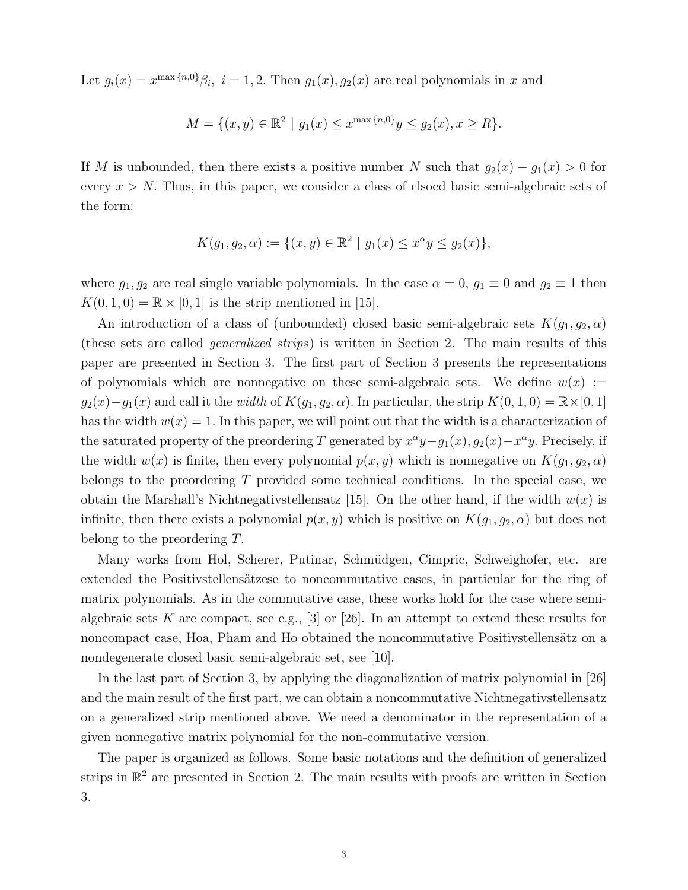Let $g_i(x) = x^{\max\{n,0\}}\beta_i,\ i = 1, 2$. Then $g_1(x), g_2(x)$ are real polynomials in $x$ and

$$M = \{(x, y) \in \mathbb{R}^2 \mid g_1(x) \leq x^{\max\{n,0\}}y \leq g_2(x), x \geq R\}.$$

If $M$ is unbounded, then there exists a positive number $N$ such that $g_2(x) - g_1(x) > 0$ for every $x > N$. Thus, in this paper, we consider a class of clsoed basic semi-algebraic sets of the form:

$$K(g_1, g_2, \alpha) := \{(x, y) \in \mathbb{R}^2 \mid g_1(x) \leq x^\alpha y \leq g_2(x)\},$$

where $g_1, g_2$ are real single variable polynomials. In the case $\alpha = 0$, $g_1 \equiv 0$ and $g_2 \equiv 1$ then $K(0, 1, 0) = \mathbb{R} \times [0, 1]$ is the strip mentioned in [15].

An introduction of a class of (unbounded) closed basic semi-algebraic sets $K(g_1, g_2, \alpha)$ (these sets are called *generalized strips*) is written in Section 2. The main results of this paper are presented in Section 3. The first part of Section 3 presents the representations of polynomials which are nonnegative on these semi-algebraic sets. We define $w(x) := g_2(x) - g_1(x)$ and call it the *width* of $K(g_1, g_2, \alpha)$. In particular, the strip $K(0, 1, 0) = \mathbb{R} \times [0, 1]$ has the width $w(x) = 1$. In this paper, we will point out that the width is a characterization of the saturated property of the preordering $T$ generated by $x^\alpha y - g_1(x), g_2(x) - x^\alpha y$. Precisely, if the width $w(x)$ is finite, then every polynomial $p(x, y)$ which is nonnegative on $K(g_1, g_2, \alpha)$ belongs to the preordering $T$ provided some technical conditions. In the special case, we obtain the Marshall's Nichtnegativstellensatz [15]. On the other hand, if the width $w(x)$ is infinite, then there exists a polynomial $p(x, y)$ which is positive on $K(g_1, g_2, \alpha)$ but does not belong to the preordering $T$.

Many works from Hol, Scherer, Putinar, Schmüdgen, Cimpric, Schweighofer, etc. are extended the Positivstellensätzese to noncommutative cases, in particular for the ring of matrix polynomials. As in the commutative case, these works hold for the case where semi-algebraic sets $K$ are compact, see e.g., [3] or [26]. In an attempt to extend these results for noncompact case, Hoa, Pham and Ho obtained the noncommutative Positivstellensätz on a nondegenerate closed basic semi-algebraic set, see [10].

In the last part of Section 3, by applying the diagonalization of matrix polynomial in [26] and the main result of the first part, we can obtain a noncommutative Nichtnegativstellensatz on a generalized strip mentioned above. We need a denominator in the representation of a given nonnegative matrix polynomial for the non-commutative version.

The paper is organized as follows. Some basic notations and the definition of generalized strips in $\mathbb{R}^2$ are presented in Section 2. The main results with proofs are written in Section 3.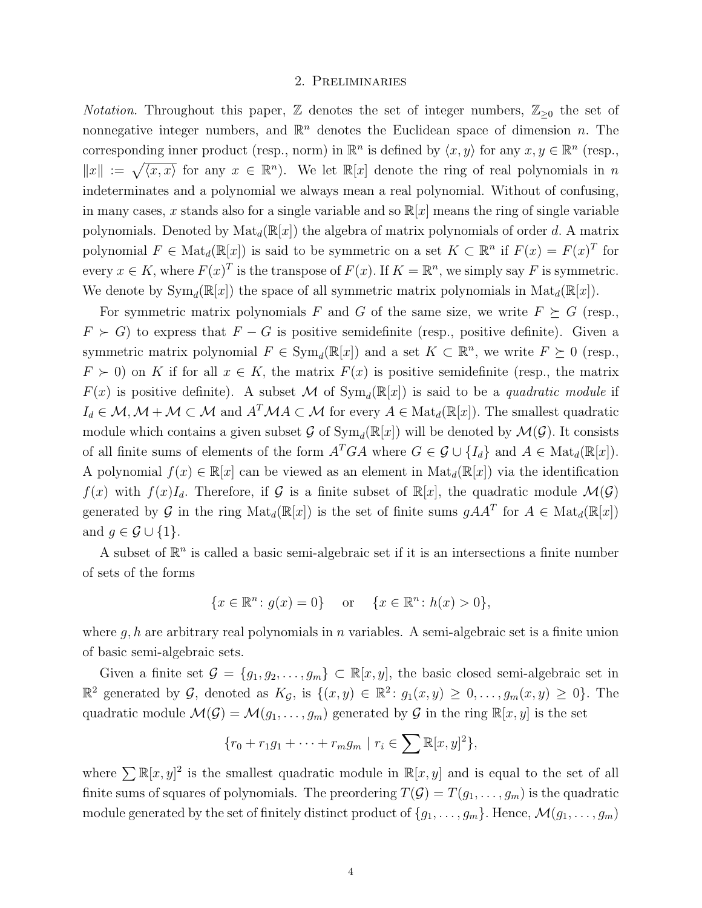## 2. Preliminaries

*Notation.* Throughout this paper, $\mathbb{Z}$ denotes the set of integer numbers, $\mathbb{Z}_{\geq 0}$ the set of nonnegative integer numbers, and $\mathbb{R}^n$ denotes the Euclidean space of dimension $n$. The corresponding inner product (resp., norm) in $\mathbb{R}^n$ is defined by $\langle x, y\rangle$ for any $x, y \in \mathbb{R}^n$ (resp., $\|x\| := \sqrt{\langle x, x\rangle}$ for any $x \in \mathbb{R}^n$). We let $\mathbb{R}[x]$ denote the ring of real polynomials in $n$ indeterminates and a polynomial we always mean a real polynomial. Without of confusing, in many cases, $x$ stands also for a single variable and so $\mathbb{R}[x]$ means the ring of single variable polynomials. Denoted by $\mathrm{Mat}_d(\mathbb{R}[x])$ the algebra of matrix polynomials of order $d$. A matrix polynomial $F \in \mathrm{Mat}_d(\mathbb{R}[x])$ is said to be symmetric on a set $K \subset \mathbb{R}^n$ if $F(x) = F(x)^T$ for every $x \in K$, where $F(x)^T$ is the transpose of $F(x)$. If $K = \mathbb{R}^n$, we simply say $F$ is symmetric. We denote by $\mathrm{Sym}_d(\mathbb{R}[x])$ the space of all symmetric matrix polynomials in $\mathrm{Mat}_d(\mathbb{R}[x])$.

For symmetric matrix polynomials $F$ and $G$ of the same size, we write $F \succeq G$ (resp., $F \succ G$) to express that $F - G$ is positive semidefinite (resp., positive definite). Given a symmetric matrix polynomial $F \in \mathrm{Sym}_d(\mathbb{R}[x])$ and a set $K \subset \mathbb{R}^n$, we write $F \succeq 0$ (resp., $F \succ 0$) on $K$ if for all $x \in K$, the matrix $F(x)$ is positive semidefinite (resp., the matrix $F(x)$ is positive definite). A subset $\mathcal{M}$ of $\mathrm{Sym}_d(\mathbb{R}[x])$ is said to be a *quadratic module* if $I_d \in \mathcal{M}, \mathcal{M} + \mathcal{M} \subset \mathcal{M}$ and $A^T\mathcal{M}A \subset \mathcal{M}$ for every $A \in \mathrm{Mat}_d(\mathbb{R}[x])$. The smallest quadratic module which contains a given subset $\mathcal{G}$ of $\mathrm{Sym}_d(\mathbb{R}[x])$ will be denoted by $\mathcal{M}(\mathcal{G})$. It consists of all finite sums of elements of the form $A^TGA$ where $G \in \mathcal{G} \cup \{I_d\}$ and $A \in \mathrm{Mat}_d(\mathbb{R}[x])$. A polynomial $f(x) \in \mathbb{R}[x]$ can be viewed as an element in $\mathrm{Mat}_d(\mathbb{R}[x])$ via the identification $f(x)$ with $f(x)I_d$. Therefore, if $\mathcal{G}$ is a finite subset of $\mathbb{R}[x]$, the quadratic module $\mathcal{M}(\mathcal{G})$ generated by $\mathcal{G}$ in the ring $\mathrm{Mat}_d(\mathbb{R}[x])$ is the set of finite sums $gAA^T$ for $A \in \mathrm{Mat}_d(\mathbb{R}[x])$ and $g \in \mathcal{G} \cup \{1\}$.

A subset of $\mathbb{R}^n$ is called a basic semi-algebraic set if it is an intersections a finite number of sets of the forms

$$\{x \in \mathbb{R}^n \colon g(x) = 0\} \quad \text{ or } \quad \{x \in \mathbb{R}^n \colon h(x) > 0\},$$

where $g, h$ are arbitrary real polynomials in $n$ variables. A semi-algebraic set is a finite union of basic semi-algebraic sets.

Given a finite set $\mathcal{G} = \{g_1, g_2, \ldots, g_m\} \subset \mathbb{R}[x, y]$, the basic closed semi-algebraic set in $\mathbb{R}^2$ generated by $\mathcal{G}$, denoted as $K_{\mathcal{G}}$, is $\{(x, y) \in \mathbb{R}^2 \colon g_1(x, y) \geq 0, \ldots, g_m(x, y) \geq 0\}$. The quadratic module $\mathcal{M}(\mathcal{G}) = \mathcal{M}(g_1, \ldots, g_m)$ generated by $\mathcal{G}$ in the ring $\mathbb{R}[x, y]$ is the set

$$\{r_0 + r_1 g_1 + \cdots + r_m g_m \mid r_i \in \sum \mathbb{R}[x, y]^2\},$$

where $\sum \mathbb{R}[x, y]^2$ is the smallest quadratic module in $\mathbb{R}[x, y]$ and is equal to the set of all finite sums of squares of polynomials. The preordering $T(\mathcal{G}) = T(g_1, \ldots, g_m)$ is the quadratic module generated by the set of finitely distinct product of $\{g_1, \ldots, g_m\}$. Hence, $\mathcal{M}(g_1, \ldots, g_m)$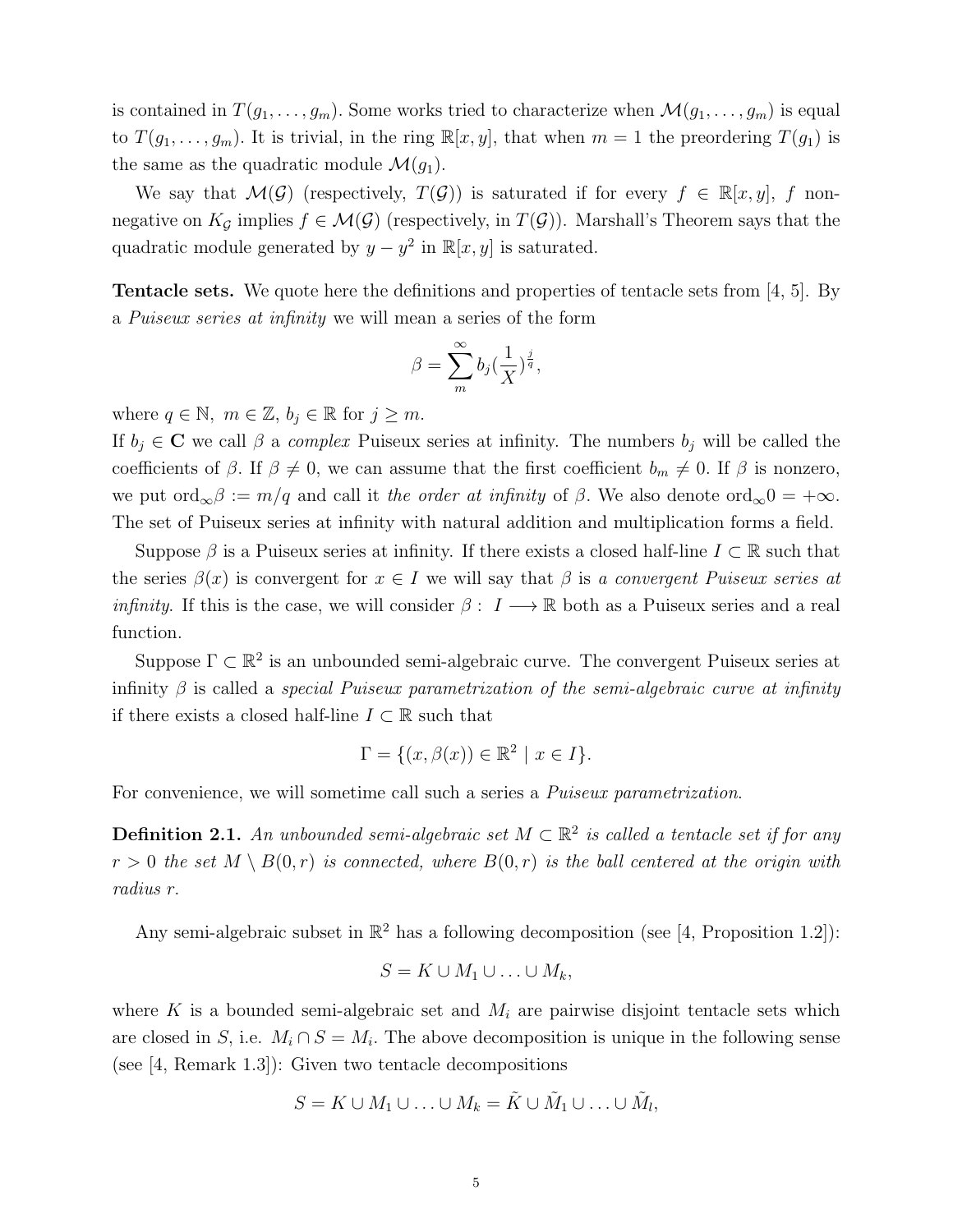is contained in $T(g_1, \ldots, g_m)$. Some works tried to characterize when $\mathcal{M}(g_1, \ldots, g_m)$ is equal to $T(g_1, \ldots, g_m)$. It is trivial, in the ring $\mathbb{R}[x, y]$, that when $m = 1$ the preordering $T(g_1)$ is the same as the quadratic module $\mathcal{M}(g_1)$.

We say that $\mathcal{M}(\mathcal{G})$ (respectively, $T(\mathcal{G})$) is saturated if for every $f \in \mathbb{R}[x, y]$, $f$ non-negative on $K_{\mathcal{G}}$ implies $f \in \mathcal{M}(\mathcal{G})$ (respectively, in $T(\mathcal{G})$). Marshall's Theorem says that the quadratic module generated by $y - y^2$ in $\mathbb{R}[x, y]$ is saturated.

**Tentacle sets.** We quote here the definitions and properties of tentacle sets from [4, 5]. By a *Puiseux series at infinity* we will mean a series of the form

$$\beta = \sum_{m}^{\infty} b_j (\frac{1}{X})^{\frac{j}{q}},$$

where $q \in \mathbb{N},\ m \in \mathbb{Z},\ b_j \in \mathbb{R}$ for $j \geq m$.
If $b_j \in \mathbf{C}$ we call $\beta$ a *complex* Puiseux series at infinity. The numbers $b_j$ will be called the coefficients of $\beta$. If $\beta \neq 0$, we can assume that the first coefficient $b_m \neq 0$. If $\beta$ is nonzero, we put $\mathrm{ord}_\infty \beta := m/q$ and call it *the order at infinity* of $\beta$. We also denote $\mathrm{ord}_\infty 0 = +\infty$. The set of Puiseux series at infinity with natural addition and multiplication forms a field.

Suppose $\beta$ is a Puiseux series at infinity. If there exists a closed half-line $I \subset \mathbb{R}$ such that the series $\beta(x)$ is convergent for $x \in I$ we will say that $\beta$ is *a convergent Puiseux series at infinity*. If this is the case, we will consider $\beta : I \longrightarrow \mathbb{R}$ both as a Puiseux series and a real function.

Suppose $\Gamma \subset \mathbb{R}^2$ is an unbounded semi-algebraic curve. The convergent Puiseux series at infinity $\beta$ is called a *special Puiseux parametrization of the semi-algebraic curve at infinity* if there exists a closed half-line $I \subset \mathbb{R}$ such that

$$\Gamma = \{(x, \beta(x)) \in \mathbb{R}^2 \mid x \in I\}.$$

For convenience, we will sometime call such a series a *Puiseux parametrization*.

**Definition 2.1.** *An unbounded semi-algebraic set $M \subset \mathbb{R}^2$ is called a tentacle set if for any $r > 0$ the set $M \setminus B(0, r)$ is connected, where $B(0, r)$ is the ball centered at the origin with radius $r$.*

Any semi-algebraic subset in $\mathbb{R}^2$ has a following decomposition (see [4, Proposition 1.2]):

$$S = K \cup M_1 \cup \ldots \cup M_k,$$

where $K$ is a bounded semi-algebraic set and $M_i$ are pairwise disjoint tentacle sets which are closed in $S$, i.e. $M_i \cap S = M_i$. The above decomposition is unique in the following sense (see [4, Remark 1.3]): Given two tentacle decompositions

$$S = K \cup M_1 \cup \ldots \cup M_k = \tilde{K} \cup \tilde{M}_1 \cup \ldots \cup \tilde{M}_l,$$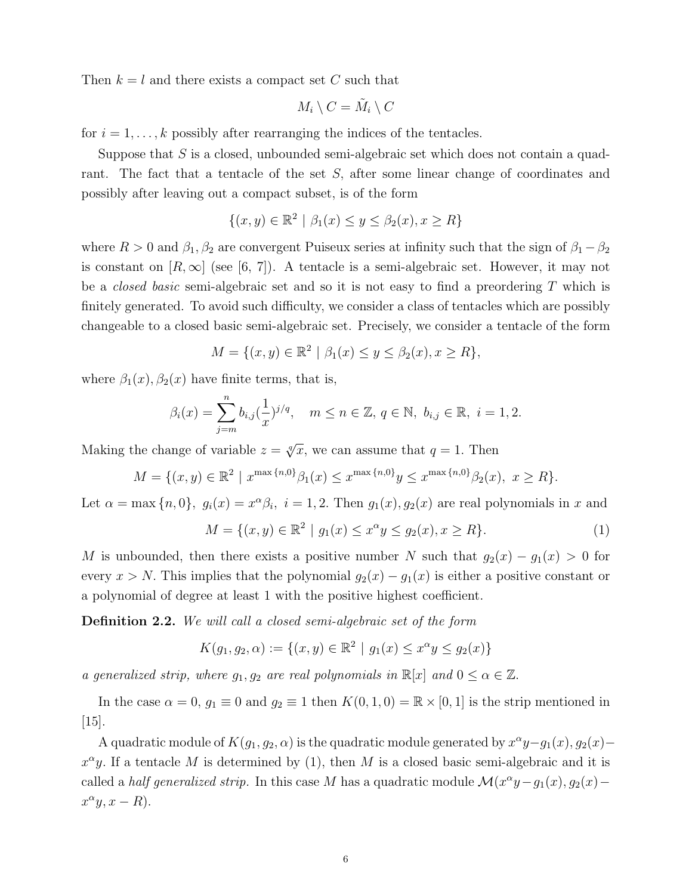Then $k = l$ and there exists a compact set $C$ such that

$$M_i \setminus C = \tilde{M}_i \setminus C$$

for $i = 1, \ldots, k$ possibly after rearranging the indices of the tentacles.

Suppose that $S$ is a closed, unbounded semi-algebraic set which does not contain a quadrant. The fact that a tentacle of the set $S$, after some linear change of coordinates and possibly after leaving out a compact subset, is of the form

$$\{(x, y) \in \mathbb{R}^2 \mid \beta_1(x) \leq y \leq \beta_2(x), x \geq R\}$$

where $R > 0$ and $\beta_1, \beta_2$ are convergent Puiseux series at infinity such that the sign of $\beta_1 - \beta_2$ is constant on $[R, \infty]$ (see [6, 7]). A tentacle is a semi-algebraic set. However, it may not be a *closed basic* semi-algebraic set and so it is not easy to find a preordering $T$ which is finitely generated. To avoid such difficulty, we consider a class of tentacles which are possibly changeable to a closed basic semi-algebraic set. Precisely, we consider a tentacle of the form

$$M = \{(x, y) \in \mathbb{R}^2 \mid \beta_1(x) \leq y \leq \beta_2(x), x \geq R\},$$

where $\beta_1(x), \beta_2(x)$ have finite terms, that is,

$$\beta_i(x) = \sum_{j=m}^{n} b_{i,j} (\frac{1}{x})^{j/q}, \quad m \leq n \in \mathbb{Z},\ q \in \mathbb{N},\ b_{i,j} \in \mathbb{R},\ i = 1, 2.$$

Making the change of variable $z = \sqrt[q]{x}$, we can assume that $q = 1$. Then

$$M = \{(x, y) \in \mathbb{R}^2 \mid x^{\max\{n,0\}} \beta_1(x) \leq x^{\max\{n,0\}} y \leq x^{\max\{n,0\}} \beta_2(x),\ x \geq R\}.$$

Let $\alpha = \max\{n, 0\}$, $g_i(x) = x^\alpha \beta_i$, $i = 1, 2$. Then $g_1(x), g_2(x)$ are real polynomials in $x$ and

$$M = \{(x, y) \in \mathbb{R}^2 \mid g_1(x) \leq x^\alpha y \leq g_2(x), x \geq R\}. \tag{1}$$

$M$ is unbounded, then there exists a positive number $N$ such that $g_2(x) - g_1(x) > 0$ for every $x > N$. This implies that the polynomial $g_2(x) - g_1(x)$ is either a positive constant or a polynomial of degree at least 1 with the positive highest coefficient.

**Definition 2.2.** *We will call a closed semi-algebraic set of the form*

$$K(g_1, g_2, \alpha) := \{(x, y) \in \mathbb{R}^2 \mid g_1(x) \leq x^\alpha y \leq g_2(x)\}$$

*a generalized strip, where $g_1, g_2$ are real polynomials in $\mathbb{R}[x]$ and $0 \leq \alpha \in \mathbb{Z}$.*

In the case $\alpha = 0$, $g_1 \equiv 0$ and $g_2 \equiv 1$ then $K(0, 1, 0) = \mathbb{R} \times [0, 1]$ is the strip mentioned in [15].

A quadratic module of $K(g_1, g_2, \alpha)$ is the quadratic module generated by $x^\alpha y - g_1(x), g_2(x) - x^\alpha y$. If a tentacle $M$ is determined by (1), then $M$ is a closed basic semi-algebraic and it is called a *half generalized strip*. In this case $M$ has a quadratic module $\mathcal{M}(x^\alpha y - g_1(x), g_2(x) - x^\alpha y, x - R)$.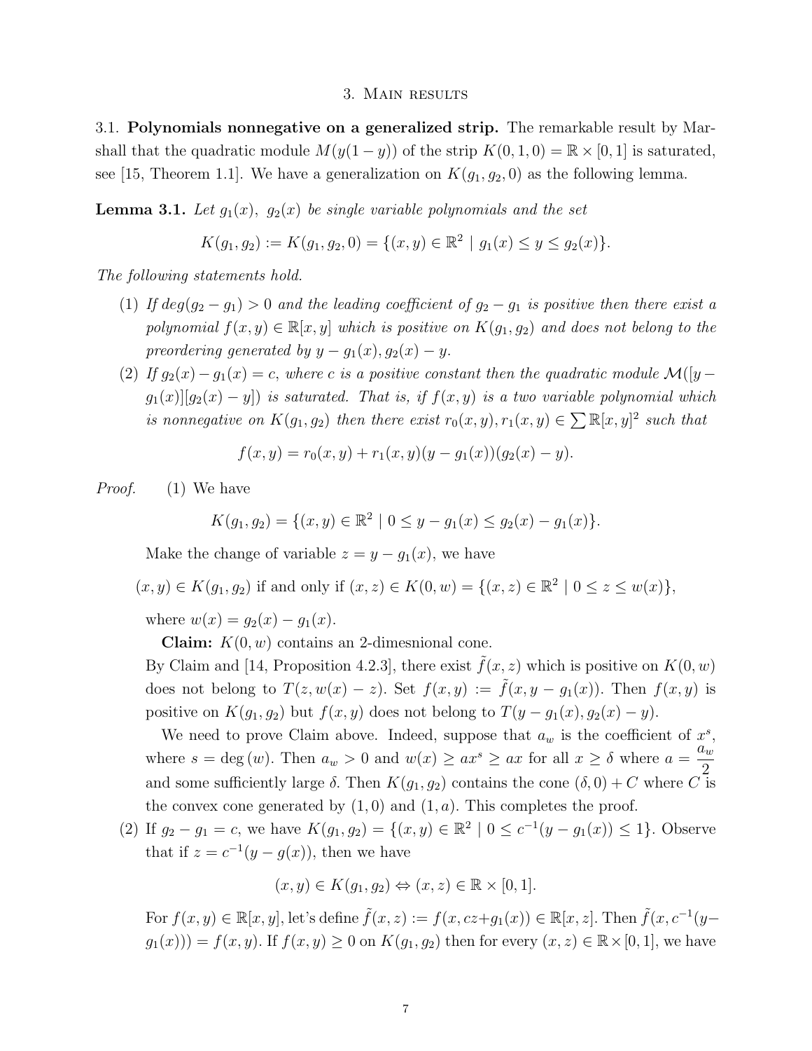## 3. Main results

3.1. **Polynomials nonnegative on a generalized strip.** The remarkable result by Marshall that the quadratic module $M(y(1-y))$ of the strip $K(0,1,0) = \mathbb{R} \times [0,1]$ is saturated, see [15, Theorem 1.1]. We have a generalization on $K(g_1, g_2, 0)$ as the following lemma.

**Lemma 3.1.** *Let $g_1(x)$, $g_2(x)$ be single variable polynomials and the set*

$$K(g_1, g_2) := K(g_1, g_2, 0) = \{(x,y) \in \mathbb{R}^2 \mid g_1(x) \leq y \leq g_2(x)\}.$$

*The following statements hold.*

1. *If $deg(g_2 - g_1) > 0$ and the leading coefficient of $g_2 - g_1$ is positive then there exist a polynomial $f(x,y) \in \mathbb{R}[x,y]$ which is positive on $K(g_1, g_2)$ and does not belong to the preordering generated by $y - g_1(x), g_2(x) - y$.*
2. *If $g_2(x) - g_1(x) = c$, where $c$ is a positive constant then the quadratic module $\mathcal{M}([y - g_1(x)][g_2(x) - y])$ is saturated. That is, if $f(x,y)$ is a two variable polynomial which is nonnegative on $K(g_1, g_2)$ then there exist $r_0(x,y), r_1(x,y) \in \sum \mathbb{R}[x,y]^2$ such that*

$$f(x,y) = r_0(x,y) + r_1(x,y)(y - g_1(x))(g_2(x) - y).$$

*Proof.* (1) We have

$$K(g_1, g_2) = \{(x,y) \in \mathbb{R}^2 \mid 0 \leq y - g_1(x) \leq g_2(x) - g_1(x)\}.$$

Make the change of variable $z = y - g_1(x)$, we have

$$(x,y) \in K(g_1, g_2) \text{ if and only if } (x,z) \in K(0,w) = \{(x,z) \in \mathbb{R}^2 \mid 0 \leq z \leq w(x)\},$$

where $w(x) = g_2(x) - g_1(x)$.

**Claim:** $K(0,w)$ contains an 2-dimesnional cone.

By Claim and [14, Proposition 4.2.3], there exist $\tilde{f}(x,z)$ which is positive on $K(0,w)$ does not belong to $T(z, w(x) - z)$. Set $f(x,y) := \tilde{f}(x, y - g_1(x))$. Then $f(x,y)$ is positive on $K(g_1, g_2)$ but $f(x,y)$ does not belong to $T(y - g_1(x), g_2(x) - y)$.

We need to prove Claim above. Indeed, suppose that $a_w$ is the coefficient of $x^s$, where $s = \deg(w)$. Then $a_w > 0$ and $w(x) \geq ax^s \geq ax$ for all $x \geq \delta$ where $a = \dfrac{a_w}{2}$ and some sufficiently large $\delta$. Then $K(g_1, g_2)$ contains the cone $(\delta, 0) + C$ where $C$ is the convex cone generated by $(1,0)$ and $(1,a)$. This completes the proof.

(2) If $g_2 - g_1 = c$, we have $K(g_1, g_2) = \{(x,y) \in \mathbb{R}^2 \mid 0 \leq c^{-1}(y - g_1(x)) \leq 1\}$. Observe that if $z = c^{-1}(y - g(x))$, then we have

$$(x,y) \in K(g_1, g_2) \Leftrightarrow (x,z) \in \mathbb{R} \times [0,1].$$

For $f(x,y) \in \mathbb{R}[x,y]$, let's define $\tilde{f}(x,z) := f(x, cz + g_1(x)) \in \mathbb{R}[x,z]$. Then $\tilde{f}(x, c^{-1}(y - g_1(x))) = f(x,y)$. If $f(x,y) \geq 0$ on $K(g_1, g_2)$ then for every $(x,z) \in \mathbb{R} \times [0,1]$, we have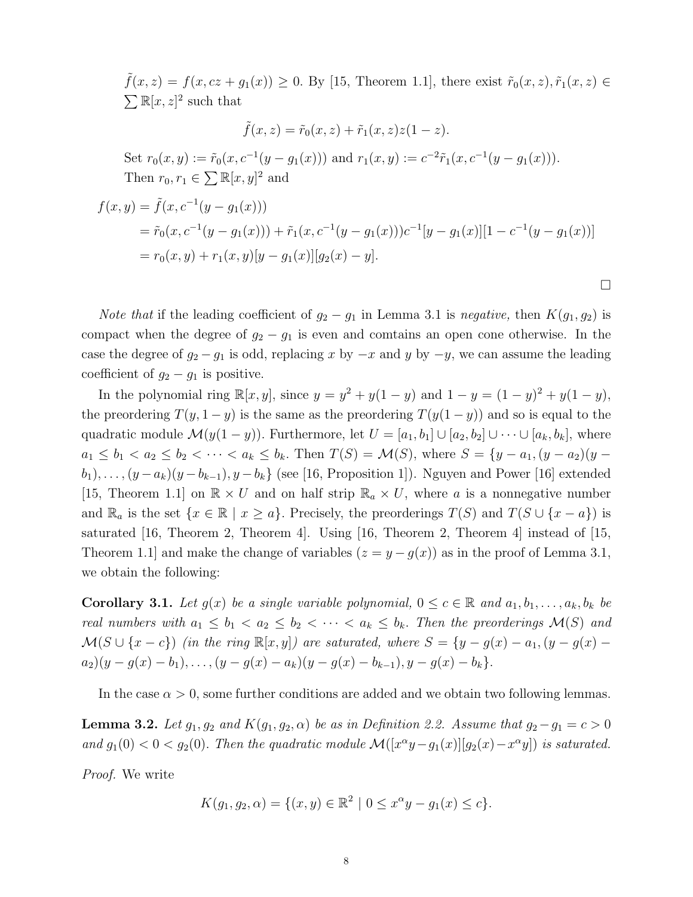$\tilde{f}(x,z) = f(x, cz + g_1(x)) \geq 0$. By [15, Theorem 1.1], there exist $\tilde{r}_0(x,z), \tilde{r}_1(x,z) \in \sum \mathbb{R}[x,z]^2$ such that

$$\tilde{f}(x,z) = \tilde{r}_0(x,z) + \tilde{r}_1(x,z)z(1-z).$$

Set $r_0(x,y) := \tilde{r}_0(x, c^{-1}(y - g_1(x)))$ and $r_1(x,y) := c^{-2}\tilde{r}_1(x, c^{-1}(y - g_1(x)))$.

Then $r_0, r_1 \in \sum \mathbb{R}[x,y]^2$ and

$$\begin{aligned}
f(x,y) &= \tilde{f}(x, c^{-1}(y - g_1(x))) \\
&= \tilde{r}_0(x, c^{-1}(y - g_1(x))) + \tilde{r}_1(x, c^{-1}(y - g_1(x)))c^{-1}[y - g_1(x)][1 - c^{-1}(y - g_1(x))] \\
&= r_0(x,y) + r_1(x,y)[y - g_1(x)][g_2(x) - y].
\end{aligned}$$

□

*Note that* if the leading coefficient of $g_2 - g_1$ in Lemma 3.1 is *negative,* then $K(g_1, g_2)$ is compact when the degree of $g_2 - g_1$ is even and comtains an open cone otherwise. In the case the degree of $g_2 - g_1$ is odd, replacing $x$ by $-x$ and $y$ by $-y$, we can assume the leading coefficient of $g_2 - g_1$ is positive.

In the polynomial ring $\mathbb{R}[x,y]$, since $y = y^2 + y(1-y)$ and $1 - y = (1-y)^2 + y(1-y)$, the preordering $T(y, 1-y)$ is the same as the preordering $T(y(1-y))$ and so is equal to the quadratic module $\mathcal{M}(y(1-y))$. Furthermore, let $U = [a_1, b_1] \cup [a_2, b_2] \cup \cdots \cup [a_k, b_k]$, where $a_1 \leq b_1 < a_2 \leq b_2 < \cdots < a_k \leq b_k$. Then $T(S) = \mathcal{M}(S)$, where $S = \{y - a_1, (y - a_2)(y - b_1), \ldots, (y - a_k)(y - b_{k-1}), y - b_k\}$ (see [16, Proposition 1]). Nguyen and Power [16] extended [15, Theorem 1.1] on $\mathbb{R} \times U$ and on half strip $\mathbb{R}_a \times U$, where $a$ is a nonnegative number and $\mathbb{R}_a$ is the set $\{x \in \mathbb{R} \mid x \geq a\}$. Precisely, the preorderings $T(S)$ and $T(S \cup \{x - a\})$ is saturated [16, Theorem 2, Theorem 4]. Using [16, Theorem 2, Theorem 4] instead of [15, Theorem 1.1] and make the change of variables ($z = y - g(x)$) as in the proof of Lemma 3.1, we obtain the following:

**Corollary 3.1.** *Let $g(x)$ be a single variable polynomial, $0 \leq c \in \mathbb{R}$ and $a_1, b_1, \ldots, a_k, b_k$ be real numbers with $a_1 \leq b_1 < a_2 \leq b_2 < \cdots < a_k \leq b_k$. Then the preorderings $\mathcal{M}(S)$ and $\mathcal{M}(S \cup \{x - c\})$ (in the ring $\mathbb{R}[x,y]$) are saturated, where $S = \{y - g(x) - a_1, (y - g(x) - a_2)(y - g(x) - b_1), \ldots, (y - g(x) - a_k)(y - g(x) - b_{k-1}), y - g(x) - b_k\}$.*

In the case $\alpha > 0$, some further conditions are added and we obtain two following lemmas.

**Lemma 3.2.** *Let $g_1, g_2$ and $K(g_1, g_2, \alpha)$ be as in Definition 2.2. Assume that $g_2 - g_1 = c > 0$ and $g_1(0) < 0 < g_2(0)$. Then the quadratic module $\mathcal{M}([x^\alpha y - g_1(x)][g_2(x) - x^\alpha y])$ is saturated.*

*Proof.* We write

$$K(g_1, g_2, \alpha) = \{(x,y) \in \mathbb{R}^2 \mid 0 \leq x^\alpha y - g_1(x) \leq c\}.$$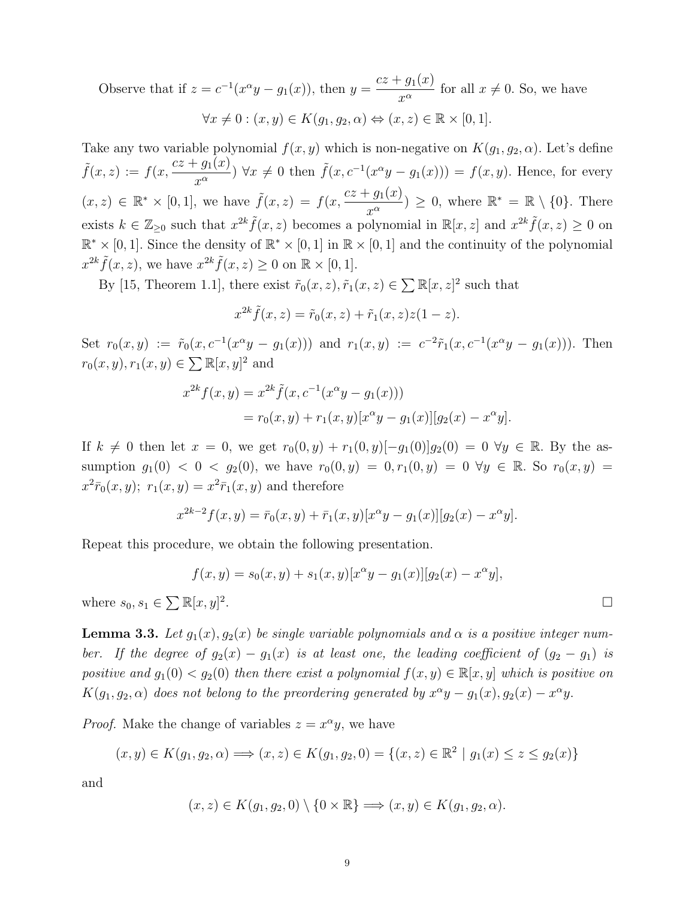Observe that if $z = c^{-1}(x^\alpha y - g_1(x))$, then $y = \dfrac{cz + g_1(x)}{x^\alpha}$ for all $x \neq 0$. So, we have

$$\forall x \neq 0 : (x, y) \in K(g_1, g_2, \alpha) \Leftrightarrow (x, z) \in \mathbb{R} \times [0, 1].$$

Take any two variable polynomial $f(x, y)$ which is non-negative on $K(g_1, g_2, \alpha)$. Let's define $\tilde{f}(x, z) := f(x, \dfrac{cz + g_1(x)}{x^\alpha})$ $\forall x \neq 0$ then $\tilde{f}(x, c^{-1}(x^\alpha y - g_1(x))) = f(x, y)$. Hence, for every $(x, z) \in \mathbb{R}^* \times [0, 1]$, we have $\tilde{f}(x, z) = f(x, \dfrac{cz + g_1(x)}{x^\alpha}) \geq 0$, where $\mathbb{R}^* = \mathbb{R} \setminus \{0\}$. There exists $k \in \mathbb{Z}_{\geq 0}$ such that $x^{2k}\tilde{f}(x, z)$ becomes a polynomial in $\mathbb{R}[x, z]$ and $x^{2k}\tilde{f}(x, z) \geq 0$ on $\mathbb{R}^* \times [0, 1]$. Since the density of $\mathbb{R}^* \times [0, 1]$ in $\mathbb{R} \times [0, 1]$ and the continuity of the polynomial $x^{2k}\tilde{f}(x, z)$, we have $x^{2k}\tilde{f}(x, z) \geq 0$ on $\mathbb{R} \times [0, 1]$.

By [15, Theorem 1.1], there exist $\tilde{r}_0(x, z), \tilde{r}_1(x, z) \in \sum \mathbb{R}[x, z]^2$ such that

$$x^{2k}\tilde{f}(x, z) = \tilde{r}_0(x, z) + \tilde{r}_1(x, z)z(1 - z).$$

Set $r_0(x, y) := \tilde{r}_0(x, c^{-1}(x^\alpha y - g_1(x)))$ and $r_1(x, y) := c^{-2}\tilde{r}_1(x, c^{-1}(x^\alpha y - g_1(x)))$. Then $r_0(x, y), r_1(x, y) \in \sum \mathbb{R}[x, y]^2$ and

$$\begin{aligned}
x^{2k}f(x, y) &= x^{2k}\tilde{f}(x, c^{-1}(x^\alpha y - g_1(x))) \\
&= r_0(x, y) + r_1(x, y)[x^\alpha y - g_1(x)][g_2(x) - x^\alpha y].
\end{aligned}$$

If $k \neq 0$ then let $x = 0$, we get $r_0(0, y) + r_1(0, y)[-g_1(0)]g_2(0) = 0$ $\forall y \in \mathbb{R}$. By the assumption $g_1(0) < 0 < g_2(0)$, we have $r_0(0, y) = 0, r_1(0, y) = 0$ $\forall y \in \mathbb{R}$. So $r_0(x, y) = x^2\bar{r}_0(x, y)$; $r_1(x, y) = x^2\bar{r}_1(x, y)$ and therefore

$$x^{2k-2}f(x, y) = \bar{r}_0(x, y) + \bar{r}_1(x, y)[x^\alpha y - g_1(x)][g_2(x) - x^\alpha y].$$

Repeat this procedure, we obtain the following presentation.

$$f(x, y) = s_0(x, y) + s_1(x, y)[x^\alpha y - g_1(x)][g_2(x) - x^\alpha y],$$

where $s_0, s_1 \in \sum \mathbb{R}[x, y]^2$. □

**Lemma 3.3.** *Let $g_1(x), g_2(x)$ be single variable polynomials and $\alpha$ is a positive integer number. If the degree of $g_2(x) - g_1(x)$ is at least one, the leading coefficient of $(g_2 - g_1)$ is positive and $g_1(0) < g_2(0)$ then there exist a polynomial $f(x, y) \in \mathbb{R}[x, y]$ which is positive on $K(g_1, g_2, \alpha)$ does not belong to the preordering generated by $x^\alpha y - g_1(x), g_2(x) - x^\alpha y$.*

*Proof.* Make the change of variables $z = x^\alpha y$, we have

$$(x, y) \in K(g_1, g_2, \alpha) \Longrightarrow (x, z) \in K(g_1, g_2, 0) = \{(x, z) \in \mathbb{R}^2 \mid g_1(x) \leq z \leq g_2(x)\}$$

and

$$(x, z) \in K(g_1, g_2, 0) \setminus \{0 \times \mathbb{R}\} \Longrightarrow (x, y) \in K(g_1, g_2, \alpha).$$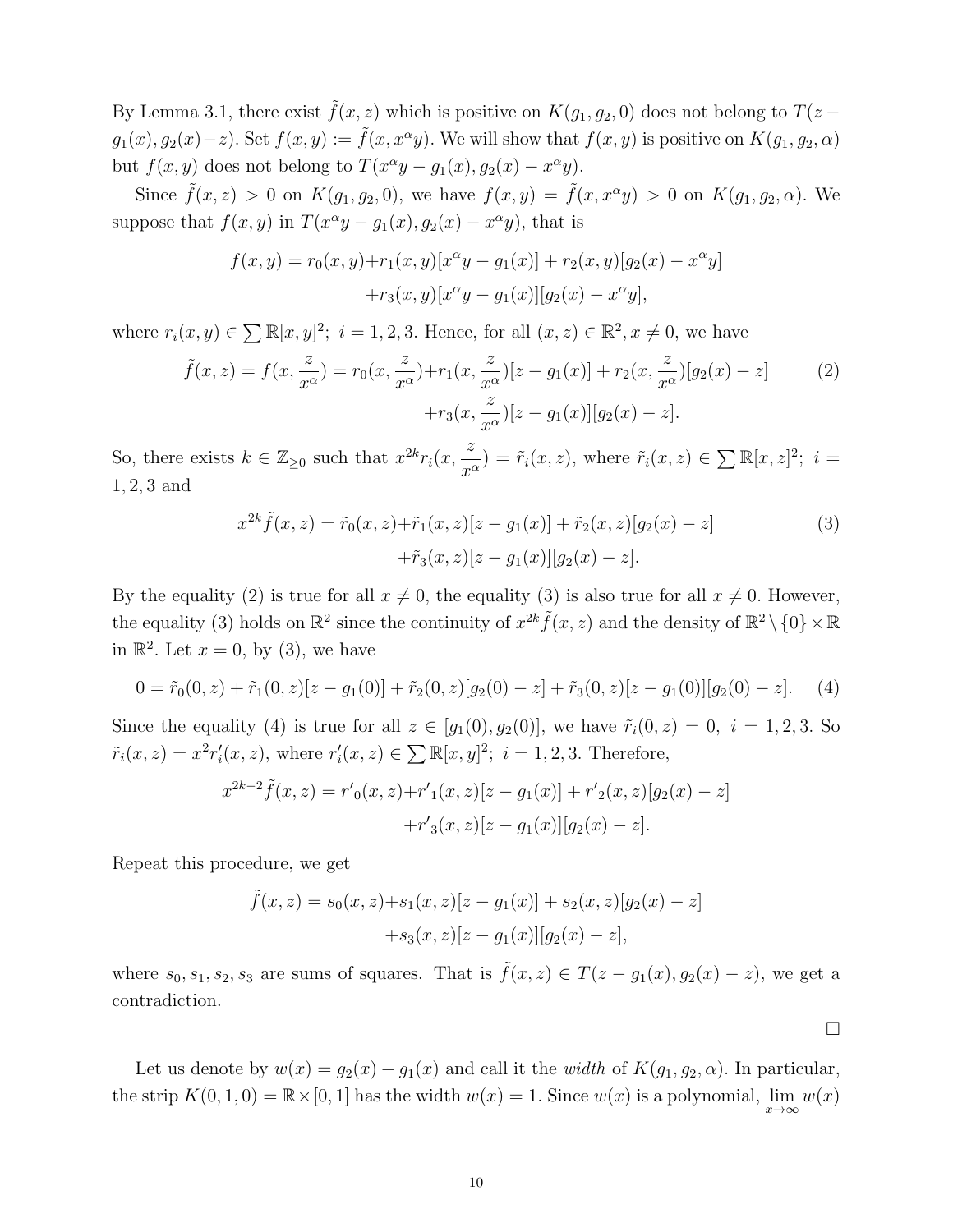By Lemma 3.1, there exist $\tilde{f}(x,z)$ which is positive on $K(g_1, g_2, 0)$ does not belong to $T(z - g_1(x), g_2(x) - z)$. Set $f(x,y) := \tilde{f}(x, x^\alpha y)$. We will show that $f(x,y)$ is positive on $K(g_1, g_2, \alpha)$ but $f(x,y)$ does not belong to $T(x^\alpha y - g_1(x), g_2(x) - x^\alpha y)$.

Since $\tilde{f}(x,z) > 0$ on $K(g_1, g_2, 0)$, we have $f(x,y) = \tilde{f}(x, x^\alpha y) > 0$ on $K(g_1, g_2, \alpha)$. We suppose that $f(x,y)$ in $T(x^\alpha y - g_1(x), g_2(x) - x^\alpha y)$, that is

$$\begin{aligned} f(x,y) = r_0(x,y) &+ r_1(x,y)[x^\alpha y - g_1(x)] + r_2(x,y)[g_2(x) - x^\alpha y] \\ &+ r_3(x,y)[x^\alpha y - g_1(x)][g_2(x) - x^\alpha y], \end{aligned}$$

where $r_i(x,y) \in \sum \mathbb{R}[x,y]^2;\ i = 1,2,3$. Hence, for all $(x,z) \in \mathbb{R}^2, x \neq 0$, we have

$$\begin{aligned} \tilde{f}(x,z) = f(x, \frac{z}{x^\alpha}) = r_0(x, \frac{z}{x^\alpha}) &+ r_1(x, \frac{z}{x^\alpha})[z - g_1(x)] + r_2(x, \frac{z}{x^\alpha})[g_2(x) - z] \\ &+ r_3(x, \frac{z}{x^\alpha})[z - g_1(x)][g_2(x) - z]. \end{aligned} \tag{2}$$

So, there exists $k \in \mathbb{Z}_{\geq 0}$ such that $x^{2k} r_i(x, \frac{z}{x^\alpha}) = \tilde{r}_i(x,z)$, where $\tilde{r}_i(x,z) \in \sum \mathbb{R}[x,z]^2;\ i = 1,2,3$ and

$$\begin{aligned} x^{2k}\tilde{f}(x,z) = \tilde{r}_0(x,z) &+ \tilde{r}_1(x,z)[z - g_1(x)] + \tilde{r}_2(x,z)[g_2(x) - z] \\ &+ \tilde{r}_3(x,z)[z - g_1(x)][g_2(x) - z]. \end{aligned} \tag{3}$$

By the equality (2) is true for all $x \neq 0$, the equality (3) is also true for all $x \neq 0$. However, the equality (3) holds on $\mathbb{R}^2$ since the continuity of $x^{2k}\tilde{f}(x,z)$ and the density of $\mathbb{R}^2 \setminus \{0\} \times \mathbb{R}$ in $\mathbb{R}^2$. Let $x = 0$, by (3), we have

$$0 = \tilde{r}_0(0,z) + \tilde{r}_1(0,z)[z - g_1(0)] + \tilde{r}_2(0,z)[g_2(0) - z] + \tilde{r}_3(0,z)[z - g_1(0)][g_2(0) - z]. \tag{4}$$

Since the equality (4) is true for all $z \in [g_1(0), g_2(0)]$, we have $\tilde{r}_i(0,z) = 0,\ i = 1,2,3$. So $\tilde{r}_i(x,z) = x^2 r_i'(x,z)$, where $r_i'(x,z) \in \sum \mathbb{R}[x,y]^2;\ i = 1,2,3$. Therefore,

$$\begin{aligned} x^{2k-2}\tilde{f}(x,z) = {r'}_0(x,z) &+ {r'}_1(x,z)[z - g_1(x)] + {r'}_2(x,z)[g_2(x) - z] \\ &+ {r'}_3(x,z)[z - g_1(x)][g_2(x) - z]. \end{aligned}$$

Repeat this procedure, we get

$$\begin{aligned} \tilde{f}(x,z) = s_0(x,z) &+ s_1(x,z)[z - g_1(x)] + s_2(x,z)[g_2(x) - z] \\ &+ s_3(x,z)[z - g_1(x)][g_2(x) - z], \end{aligned}$$

where $s_0, s_1, s_2, s_3$ are sums of squares. That is $\tilde{f}(x,z) \in T(z - g_1(x), g_2(x) - z)$, we get a contradiction.

□

Let us denote by $w(x) = g_2(x) - g_1(x)$ and call it the *width* of $K(g_1, g_2, \alpha)$. In particular, the strip $K(0,1,0) = \mathbb{R} \times [0,1]$ has the width $w(x) = 1$. Since $w(x)$ is a polynomial, $\lim\limits_{x \to \infty} w(x)$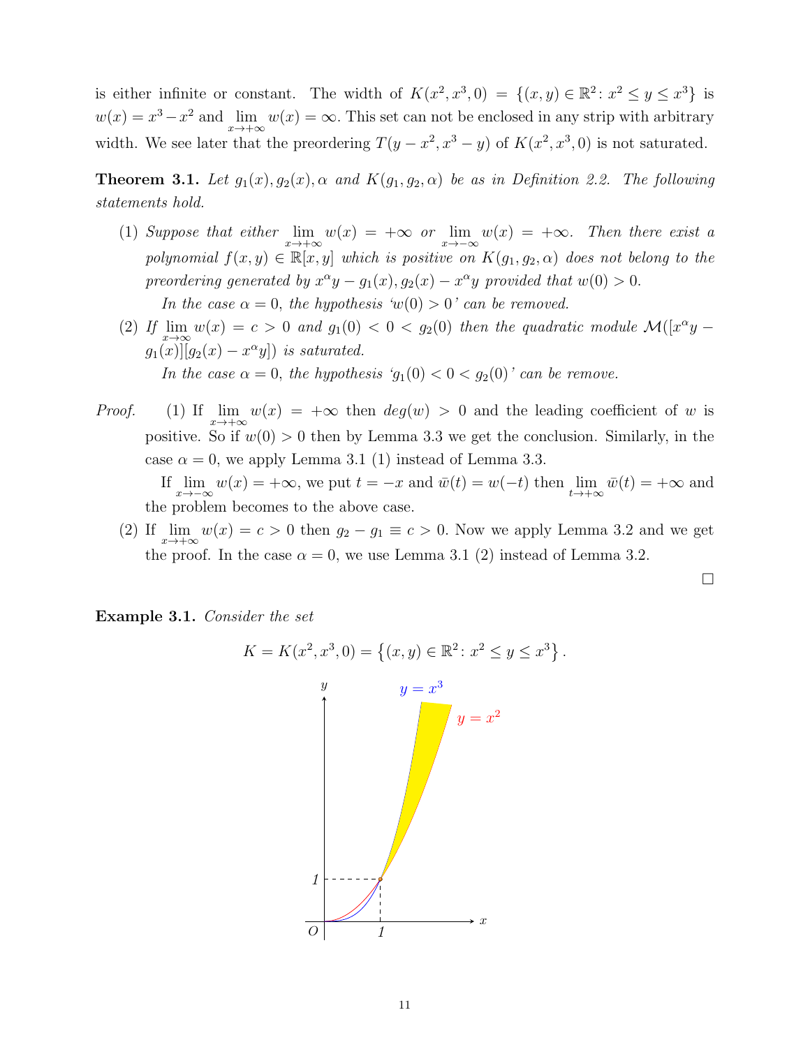is either infinite or constant. The width of $K(x^2, x^3, 0) = \{(x,y) \in \mathbb{R}^2 \colon x^2 \le y \le x^3\}$ is $w(x) = x^3 - x^2$ and $\lim\limits_{x\to+\infty} w(x) = \infty$. This set can not be enclosed in any strip with arbitrary width. We see later that the preordering $T(y - x^2, x^3 - y)$ of $K(x^2, x^3, 0)$ is not saturated.

**Theorem 3.1.** *Let $g_1(x), g_2(x), \alpha$ and $K(g_1, g_2, \alpha)$ be as in Definition 2.2. The following statements hold.*

1. *Suppose that either $\lim\limits_{x\to+\infty} w(x) = +\infty$ or $\lim\limits_{x\to-\infty} w(x) = +\infty$. Then there exist a polynomial $f(x,y) \in \mathbb{R}[x,y]$ which is positive on $K(g_1, g_2, \alpha)$ does not belong to the preordering generated by $x^\alpha y - g_1(x), g_2(x) - x^\alpha y$ provided that $w(0) > 0$.*

   *In the case $\alpha = 0$, the hypothesis '$w(0) > 0$' can be removed.*

2. *If $\lim\limits_{x\to\infty} w(x) = c > 0$ and $g_1(0) < 0 < g_2(0)$ then the quadratic module $\mathcal{M}([x^\alpha y - g_1(x)][g_2(x) - x^\alpha y])$ is saturated.*

   *In the case $\alpha = 0$, the hypothesis '$g_1(0) < 0 < g_2(0)$' can be remove.*

*Proof.* (1) If $\lim\limits_{x\to+\infty} w(x) = +\infty$ then $deg(w) > 0$ and the leading coefficient of $w$ is positive. So if $w(0) > 0$ then by Lemma 3.3 we get the conclusion. Similarly, in the case $\alpha = 0$, we apply Lemma 3.1 (1) instead of Lemma 3.3.

If $\lim\limits_{x\to-\infty} w(x) = +\infty$, we put $t = -x$ and $\bar{w}(t) = w(-t)$ then $\lim\limits_{t\to+\infty} \bar{w}(t) = +\infty$ and the problem becomes to the above case.

(2) If $\lim\limits_{x\to+\infty} w(x) = c > 0$ then $g_2 - g_1 \equiv c > 0$. Now we apply Lemma 3.2 and we get the proof. In the case $\alpha = 0$, we use Lemma 3.1 (2) instead of Lemma 3.2.

□

**Example 3.1.** *Consider the set*

$$K = K(x^2, x^3, 0) = \left\{(x,y) \in \mathbb{R}^2 \colon x^2 \le y \le x^3\right\}.$$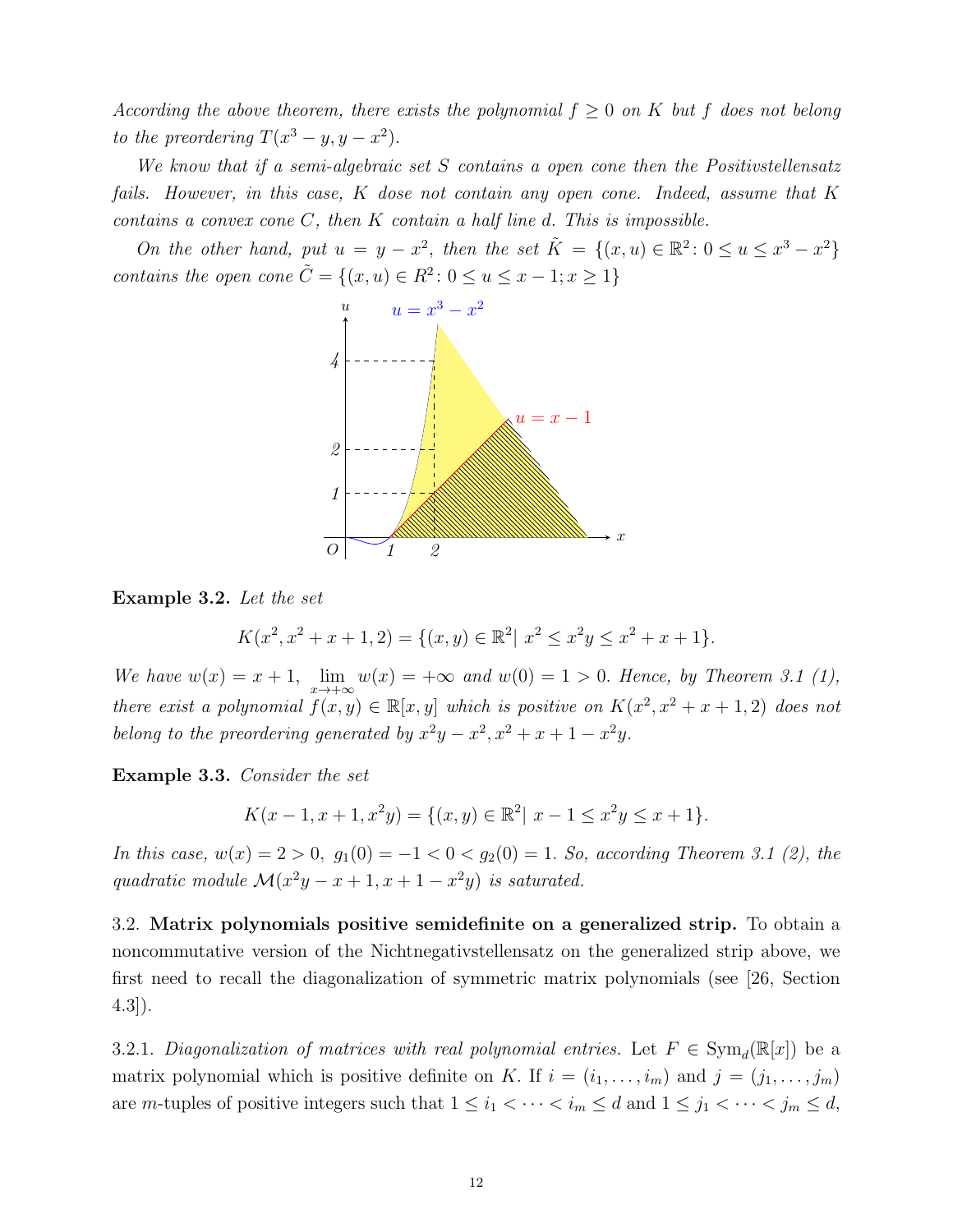*According the above theorem, there exists the polynomial $f \geq 0$ on $K$ but $f$ does not belong to the preordering $T(x^3 - y, y - x^2)$.*

*We know that if a semi-algebraic set $S$ contains a open cone then the Positivstellensatz fails. However, in this case, $K$ dose not contain any open cone. Indeed, assume that $K$ contains a convex cone $C$, then $K$ contain a half line $d$. This is impossible.*

*On the other hand, put $u = y - x^2$, then the set $\tilde{K} = \{(x, u) \in \mathbb{R}^2 : 0 \leq u \leq x^3 - x^2\}$ contains the open cone $\tilde{C} = \{(x, u) \in R^2 : 0 \leq u \leq x - 1; x \geq 1\}$*

**Example 3.2.** *Let the set*

$$K(x^2, x^2 + x + 1, 2) = \{(x, y) \in \mathbb{R}^2 | \ x^2 \leq x^2 y \leq x^2 + x + 1\}.$$

*We have $w(x) = x + 1$, $\lim_{x \to +\infty} w(x) = +\infty$ and $w(0) = 1 > 0$. Hence, by Theorem 3.1 (1), there exist a polynomial $f(x, y) \in \mathbb{R}[x, y]$ which is positive on $K(x^2, x^2 + x + 1, 2)$ does not belong to the preordering generated by $x^2 y - x^2, x^2 + x + 1 - x^2 y$.*

**Example 3.3.** *Consider the set*

$$K(x - 1, x + 1, x^2 y) = \{(x, y) \in \mathbb{R}^2 | \ x - 1 \leq x^2 y \leq x + 1\}.$$

*In this case, $w(x) = 2 > 0$, $g_1(0) = -1 < 0 < g_2(0) = 1$. So, according Theorem 3.1 (2), the quadratic module $\mathcal{M}(x^2 y - x + 1, x + 1 - x^2 y)$ is saturated.*

3.2. **Matrix polynomials positive semidefinite on a generalized strip.** To obtain a noncommutative version of the Nichtnegativstellensatz on the generalized strip above, we first need to recall the diagonalization of symmetric matrix polynomials (see [26, Section 4.3]).

3.2.1. *Diagonalization of matrices with real polynomial entries.* Let $F \in \mathrm{Sym}_d(\mathbb{R}[x])$ be a matrix polynomial which is positive definite on $K$. If $i = (i_1, \ldots, i_m)$ and $j = (j_1, \ldots, j_m)$ are $m$-tuples of positive integers such that $1 \leq i_1 < \cdots < i_m \leq d$ and $1 \leq j_1 < \cdots < j_m \leq d$,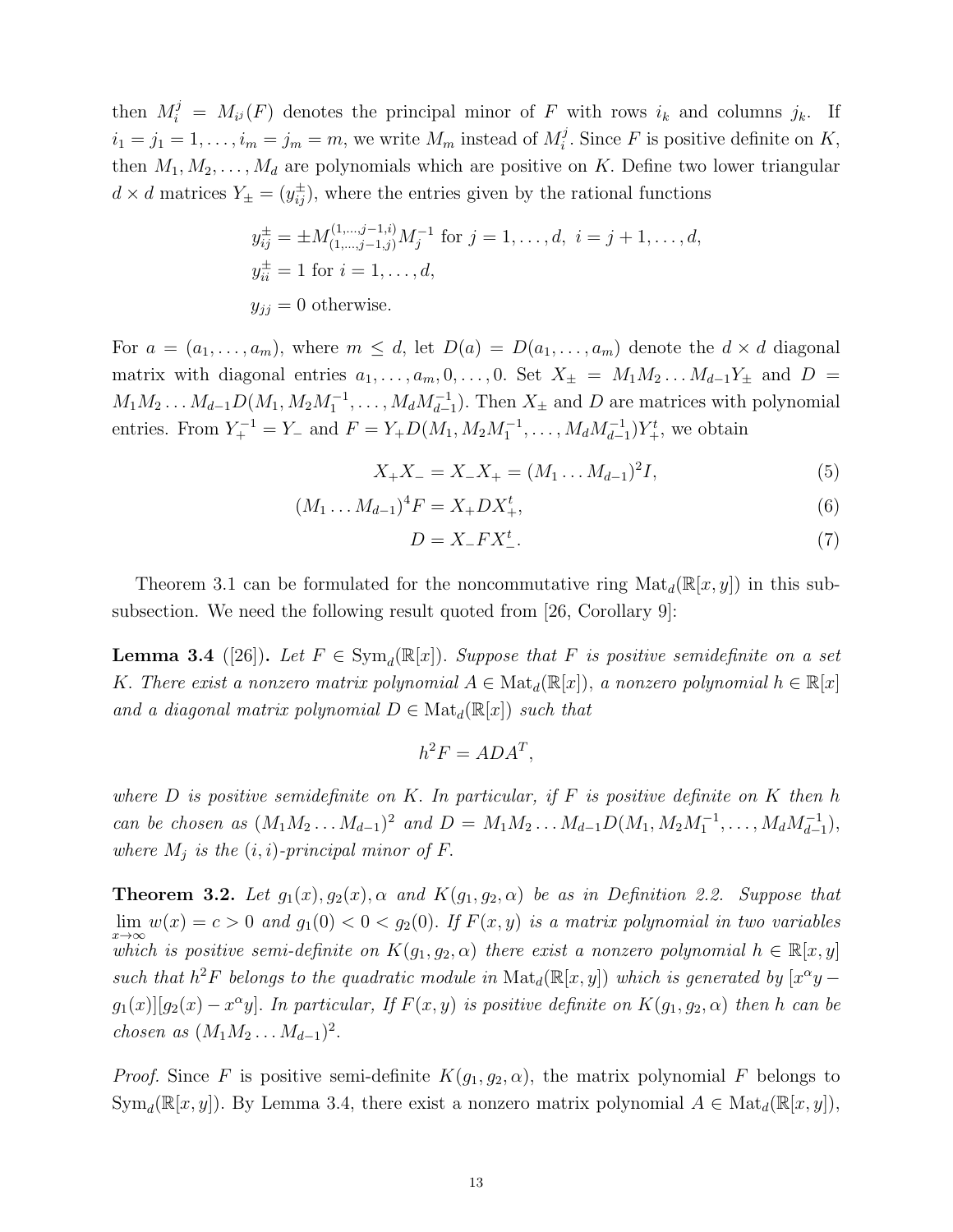then $M_i^j = M_{i^j}(F)$ denotes the principal minor of $F$ with rows $i_k$ and columns $j_k$. If $i_1 = j_1 = 1, \ldots, i_m = j_m = m$, we write $M_m$ instead of $M_i^j$. Since $F$ is positive definite on $K$, then $M_1, M_2, \ldots, M_d$ are polynomials which are positive on $K$. Define two lower triangular $d \times d$ matrices $Y_\pm = (y_{ij}^\pm)$, where the entries given by the rational functions

$$
\begin{aligned}
y_{ij}^\pm &= \pm M_{(1,\ldots,j-1,j)}^{(1,\ldots,j-1,i)} M_j^{-1} \text{ for } j = 1, \ldots, d,\ i = j+1, \ldots, d, \\
y_{ii}^\pm &= 1 \text{ for } i = 1, \ldots, d, \\
y_{jj} &= 0 \text{ otherwise.}
\end{aligned}
$$

For $a = (a_1, \ldots, a_m)$, where $m \leq d$, let $D(a) = D(a_1, \ldots, a_m)$ denote the $d \times d$ diagonal matrix with diagonal entries $a_1, \ldots, a_m, 0, \ldots, 0$. Set $X_\pm = M_1 M_2 \ldots M_{d-1} Y_\pm$ and $D = M_1 M_2 \ldots M_{d-1} D(M_1, M_2 M_1^{-1}, \ldots, M_d M_{d-1}^{-1})$. Then $X_\pm$ and $D$ are matrices with polynomial entries. From $Y_+^{-1} = Y_-$ and $F = Y_+ D(M_1, M_2 M_1^{-1}, \ldots, M_d M_{d-1}^{-1}) Y_+^t$, we obtain

$$
X_+ X_- = X_- X_+ = (M_1 \ldots M_{d-1})^2 I, \tag{5}
$$

$$
(M_1 \ldots M_{d-1})^4 F = X_+ D X_+^t, \tag{6}
$$

$$
D = X_- F X_-^t. \tag{7}
$$

Theorem 3.1 can be formulated for the noncommutative ring $\mathrm{Mat}_d(\mathbb{R}[x,y])$ in this subsubsection. We need the following result quoted from [26, Corollary 9]:

**Lemma 3.4** ([26])**.** *Let $F \in \mathrm{Sym}_d(\mathbb{R}[x])$. Suppose that $F$ is positive semidefinite on a set $K$. There exist a nonzero matrix polynomial $A \in \mathrm{Mat}_d(\mathbb{R}[x])$, a nonzero polynomial $h \in \mathbb{R}[x]$ and a diagonal matrix polynomial $D \in \mathrm{Mat}_d(\mathbb{R}[x])$ such that*

$$
h^2 F = A D A^T,
$$

*where $D$ is positive semidefinite on $K$. In particular, if $F$ is positive definite on $K$ then $h$ can be chosen as $(M_1 M_2 \ldots M_{d-1})^2$ and $D = M_1 M_2 \ldots M_{d-1} D(M_1, M_2 M_1^{-1}, \ldots, M_d M_{d-1}^{-1})$, where $M_j$ is the $(i,i)$-principal minor of $F$.*

**Theorem 3.2.** *Let $g_1(x), g_2(x), \alpha$ and $K(g_1, g_2, \alpha)$ be as in Definition 2.2. Suppose that $\lim_{x \to \infty} w(x) = c > 0$ and $g_1(0) < 0 < g_2(0)$. If $F(x,y)$ is a matrix polynomial in two variables which is positive semi-definite on $K(g_1, g_2, \alpha)$ there exist a nonzero polynomial $h \in \mathbb{R}[x,y]$ such that $h^2 F$ belongs to the quadratic module in $\mathrm{Mat}_d(\mathbb{R}[x,y])$ which is generated by $[x^\alpha y - g_1(x)][g_2(x) - x^\alpha y]$. In particular, If $F(x,y)$ is positive definite on $K(g_1, g_2, \alpha)$ then $h$ can be chosen as $(M_1 M_2 \ldots M_{d-1})^2$.*

*Proof.* Since $F$ is positive semi-definite $K(g_1, g_2, \alpha)$, the matrix polynomial $F$ belongs to $\mathrm{Sym}_d(\mathbb{R}[x,y])$. By Lemma 3.4, there exist a nonzero matrix polynomial $A \in \mathrm{Mat}_d(\mathbb{R}[x,y])$,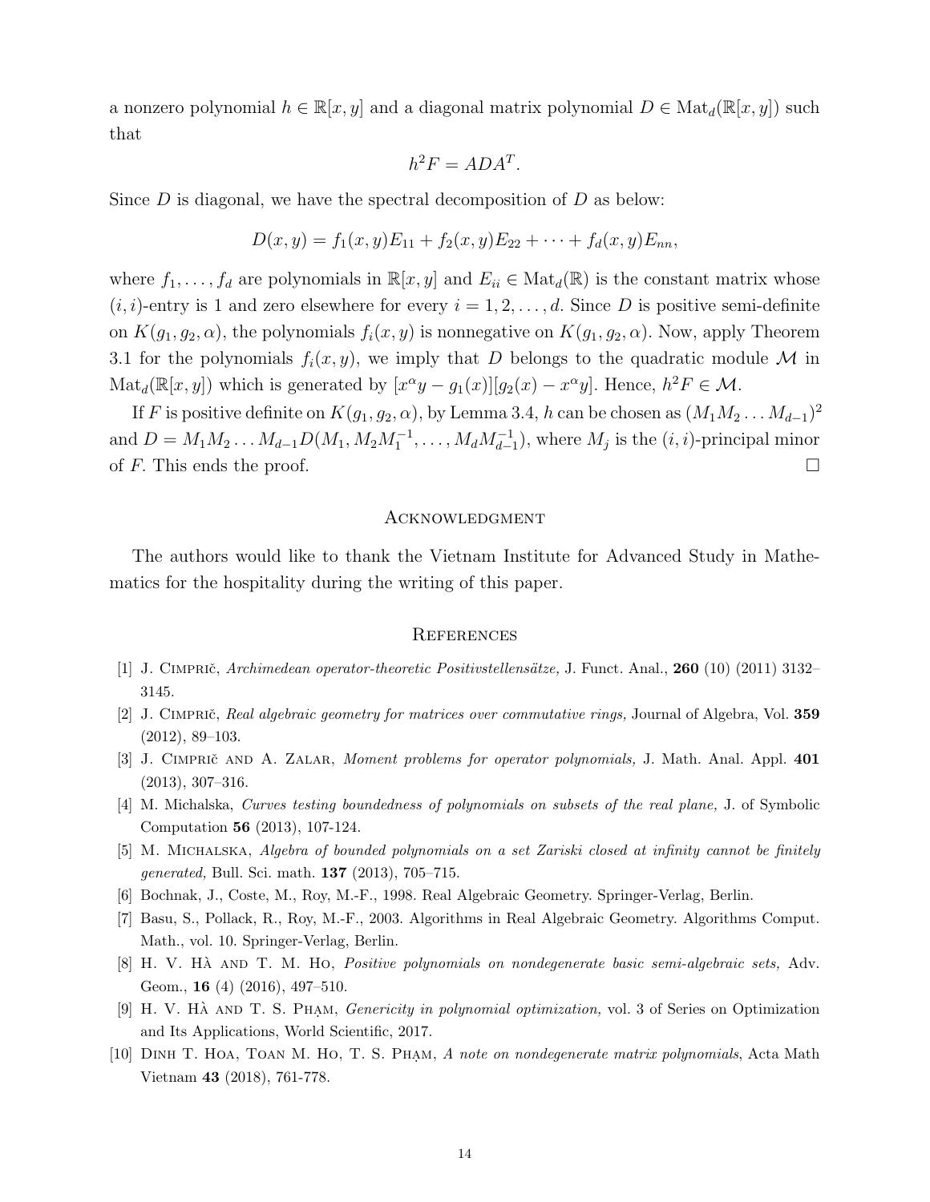a nonzero polynomial $h \in \mathbb{R}[x, y]$ and a diagonal matrix polynomial $D \in \mathrm{Mat}_d(\mathbb{R}[x, y])$ such that

$$h^2 F = ADA^T.$$

Since $D$ is diagonal, we have the spectral decomposition of $D$ as below:

$$D(x, y) = f_1(x, y)E_{11} + f_2(x, y)E_{22} + \cdots + f_d(x, y)E_{nn},$$

where $f_1, \ldots, f_d$ are polynomials in $\mathbb{R}[x, y]$ and $E_{ii} \in \mathrm{Mat}_d(\mathbb{R})$ is the constant matrix whose $(i, i)$-entry is 1 and zero elsewhere for every $i = 1, 2, \ldots, d$. Since $D$ is positive semi-definite on $K(g_1, g_2, \alpha)$, the polynomials $f_i(x, y)$ is nonnegative on $K(g_1, g_2, \alpha)$. Now, apply Theorem 3.1 for the polynomials $f_i(x, y)$, we imply that $D$ belongs to the quadratic module $\mathcal{M}$ in $\mathrm{Mat}_d(\mathbb{R}[x, y])$ which is generated by $[x^\alpha y - g_1(x)][g_2(x) - x^\alpha y]$. Hence, $h^2 F \in \mathcal{M}$.

If $F$ is positive definite on $K(g_1, g_2, \alpha)$, by Lemma 3.4, $h$ can be chosen as $(M_1 M_2 \ldots M_{d-1})^2$ and $D = M_1 M_2 \ldots M_{d-1} D(M_1, M_2 M_1^{-1}, \ldots, M_d M_{d-1}^{-1})$, where $M_j$ is the $(i, i)$-principal minor of $F$. This ends the proof. □

## Acknowledgment

The authors would like to thank the Vietnam Institute for Advanced Study in Mathematics for the hospitality during the writing of this paper.

## References

[1] J. Cimprič, *Archimedean operator-theoretic Positivstellensätze,* J. Funct. Anal., **260** (10) (2011) 3132–3145.

[2] J. Cimprič, *Real algebraic geometry for matrices over commutative rings,* Journal of Algebra, Vol. **359** (2012), 89–103.

[3] J. Cimprič and A. Zalar, *Moment problems for operator polynomials,* J. Math. Anal. Appl. **401** (2013), 307–316.

[4] M. Michalska, *Curves testing boundedness of polynomials on subsets of the real plane,* J. of Symbolic Computation **56** (2013), 107-124.

[5] M. Michalska, *Algebra of bounded polynomials on a set Zariski closed at infinity cannot be finitely generated,* Bull. Sci. math. **137** (2013), 705–715.

[6] Bochnak, J., Coste, M., Roy, M.-F., 1998. Real Algebraic Geometry. Springer-Verlag, Berlin.

[7] Basu, S., Pollack, R., Roy, M.-F., 2003. Algorithms in Real Algebraic Geometry. Algorithms Comput. Math., vol. 10. Springer-Verlag, Berlin.

[8] H. V. Hà and T. M. Ho, *Positive polynomials on nondegenerate basic semi-algebraic sets,* Adv. Geom., **16** (4) (2016), 497–510.

[9] H. V. Hà and T. S. Phạm, *Genericity in polynomial optimization,* vol. 3 of Series on Optimization and Its Applications, World Scientific, 2017.

[10] Dinh T. Hoa, Toan M. Ho, T. S. Phạm, *A note on nondegenerate matrix polynomials*, Acta Math Vietnam **43** (2018), 761-778.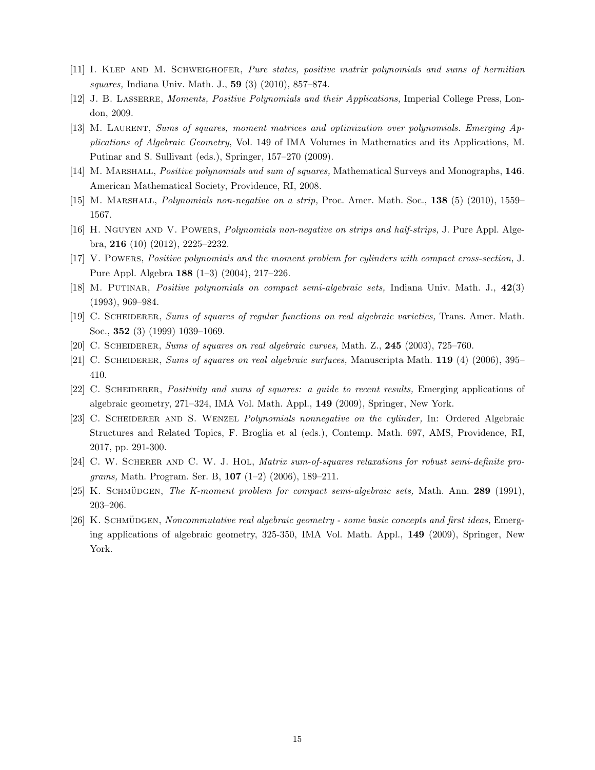[11] I. Klep and M. Schweighofer, *Pure states, positive matrix polynomials and sums of hermitian squares,* Indiana Univ. Math. J., **59** (3) (2010), 857–874.

[12] J. B. Lasserre, *Moments, Positive Polynomials and their Applications,* Imperial College Press, London, 2009.

[13] M. Laurent, *Sums of squares, moment matrices and optimization over polynomials. Emerging Applications of Algebraic Geometry*, Vol. 149 of IMA Volumes in Mathematics and its Applications, M. Putinar and S. Sullivant (eds.), Springer, 157–270 (2009).

[14] M. Marshall, *Positive polynomials and sum of squares,* Mathematical Surveys and Monographs, **146**. American Mathematical Society, Providence, RI, 2008.

[15] M. Marshall, *Polynomials non-negative on a strip,* Proc. Amer. Math. Soc., **138** (5) (2010), 1559–1567.

[16] H. Nguyen and V. Powers, *Polynomials non-negative on strips and half-strips,* J. Pure Appl. Algebra, **216** (10) (2012), 2225–2232.

[17] V. Powers, *Positive polynomials and the moment problem for cylinders with compact cross-section,* J. Pure Appl. Algebra **188** (1–3) (2004), 217–226.

[18] M. Putinar, *Positive polynomials on compact semi-algebraic sets,* Indiana Univ. Math. J., **42**(3) (1993), 969–984.

[19] C. Scheiderer, *Sums of squares of regular functions on real algebraic varieties,* Trans. Amer. Math. Soc., **352** (3) (1999) 1039–1069.

[20] C. Scheiderer, *Sums of squares on real algebraic curves,* Math. Z., **245** (2003), 725–760.

[21] C. Scheiderer, *Sums of squares on real algebraic surfaces,* Manuscripta Math. **119** (4) (2006), 395–410.

[22] C. Scheiderer, *Positivity and sums of squares: a guide to recent results,* Emerging applications of algebraic geometry, 271–324, IMA Vol. Math. Appl., **149** (2009), Springer, New York.

[23] C. Scheiderer and S. Wenzel *Polynomials nonnegative on the cylinder,* In: Ordered Algebraic Structures and Related Topics, F. Broglia et al (eds.), Contemp. Math. 697, AMS, Providence, RI, 2017, pp. 291-300.

[24] C. W. Scherer and C. W. J. Hol, *Matrix sum-of-squares relaxations for robust semi-definite programs,* Math. Program. Ser. B, **107** (1–2) (2006), 189–211.

[25] K. Schmüdgen, *The K-moment problem for compact semi-algebraic sets,* Math. Ann. **289** (1991), 203–206.

[26] K. Schmüdgen, *Noncommutative real algebraic geometry - some basic concepts and first ideas,* Emerging applications of algebraic geometry, 325-350, IMA Vol. Math. Appl., **149** (2009), Springer, New York.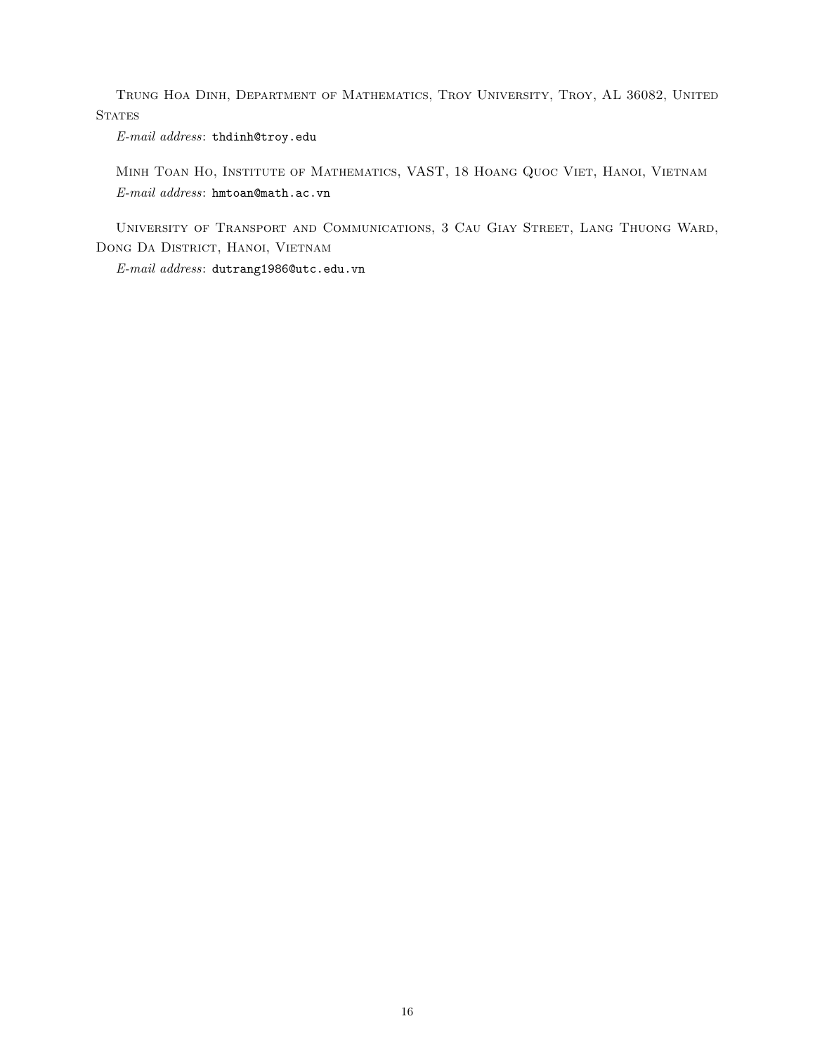Trung Hoa Dinh, Department of Mathematics, Troy University, Troy, AL 36082, United States

*E-mail address*: thdinh@troy.edu

Minh Toan Ho, Institute of Mathematics, VAST, 18 Hoang Quoc Viet, Hanoi, Vietnam

*E-mail address*: hmtoan@math.ac.vn

University of Transport and Communications, 3 Cau Giay Street, Lang Thuong Ward, Dong Da District, Hanoi, Vietnam

*E-mail address*: dutrang1986@utc.edu.vn